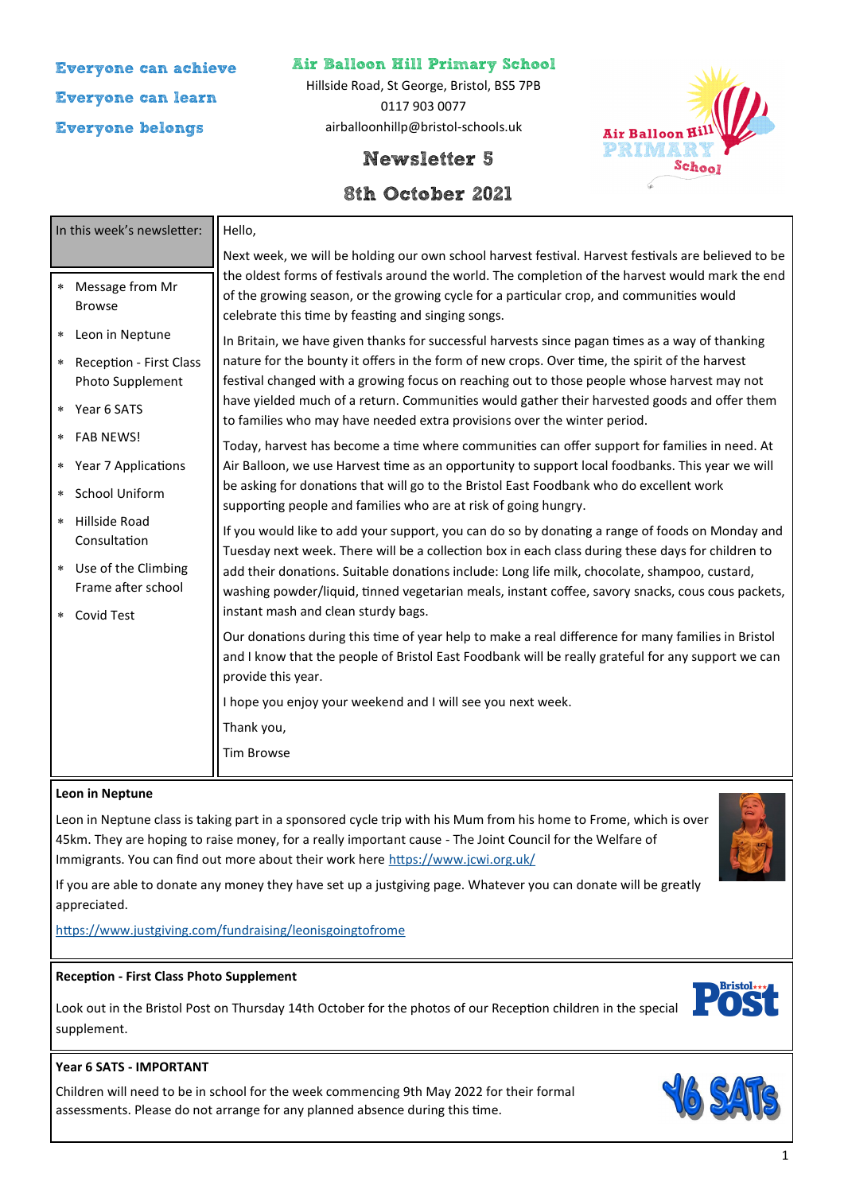Everyone can achieve

Everyone can learn

Everyone belongs

# Air Balloon Hill Primary School

Hillside Road, St George, Bristol, BS5 7PB

0117 903 0077

airballoonhillp@bristol-schools.uk

## Newsletter 5

## 8th October 2021

In this week's newsletter:

- Message from Mr Browse
- Leon in Neptune
- Reception - First Class Photo Supplement
- Year 6 SATS
- FAB NEWS!
- Year 7 Applications
- School Uniform
- Hillside Road Consultation
- Use of the Climbing Frame after school
- Covid Test

Hello,

Next week, we will be holding our own school harvest festival. Harvest festivals are believed to be the oldest forms of festivals around the world. The completion of the harvest would mark the end of the growing season, or the growing cycle for a particular crop, and communities would celebrate this time by feasting and singing songs.

In Britain, we have given thanks for successful harvests since pagan times as a way of thanking nature for the bounty it offers in the form of new crops. Over time, the spirit of the harvest festival changed with a growing focus on reaching out to those people whose harvest may not have yielded much of a return. Communities would gather their harvested goods and offer them to families who may have needed extra provisions over the winter period.

Today, harvest has become a time where communities can offer support for families in need. At Air Balloon, we use Harvest time as an opportunity to support local foodbanks. This year we will be asking for donations that will go to the Bristol East Foodbank who do excellent work supporting people and families who are at risk of going hungry.

If you would like to add your support, you can do so by donating a range of foods on Monday and Tuesday next week. There will be a collection box in each class during these days for children to add their donations. Suitable donations include: Long life milk, chocolate, shampoo, custard, washing powder/liquid, tinned vegetarian meals, instant coffee, savory snacks, cous cous packets, instant mash and clean sturdy bags.

Our donations during this time of year help to make a real difference for many families in Bristol and I know that the people of Bristol East Foodbank will be really grateful for any support we can provide this year.

I hope you enjoy your weekend and I will see you next week.

Thank you,

Tim Browse

### Leon in Neptune

Leon in Neptune class is taking part in a sponsored cycle trip with his Mum from his home to Frome, which is over 45km. They are hoping to raise money, for a really important cause - The Joint Council for the Welfare of Immigrants. You can find out more about their work here https://www.jcwi.org.uk/

If you are able to donate any money they have set up a justgiving page. Whatever you can donate will be greatly appreciated.

https://www.justgiving.com/fundraising/leonisgoingtofrome

### Reception - First Class Photo Supplement

Look out in the Bristol Post on Thursday 14th October for the photos of our Reception children in the special supplement.

### Year 6 SATS - IMPORTANT

Children will need to be in school for the week commencing 9th May 2022 for their formal assessments. Please do not arrange for any planned absence during this time.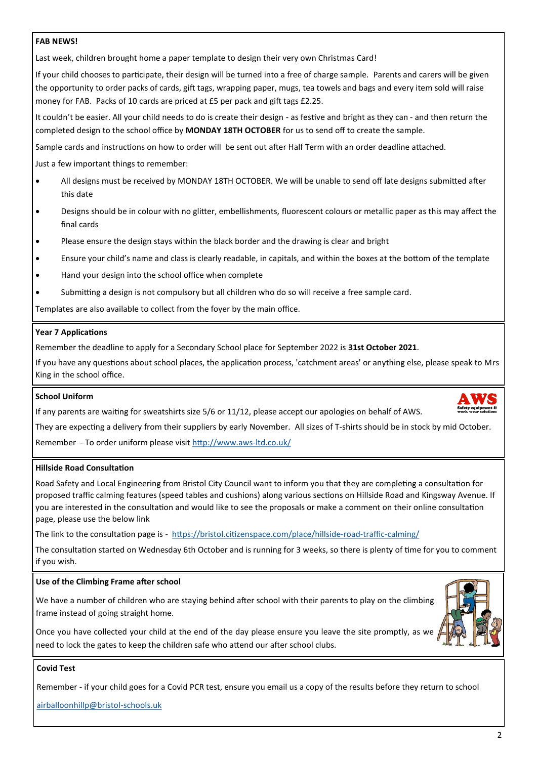**FAB NEWS!**

Last week, children brought home a paper template to design their very own Christmas Card!

If your child chooses to participate, their design will be turned into a free of charge sample. Parents and carers will be given the opportunity to order packs of cards, gift tags, wrapping paper, mugs, tea towels and bags and every item sold will raise money for FAB. Packs of 10 cards are priced at £5 per pack and gift tags £2.25.

It couldn't be easier. All your child needs to do is create their design - as festive and bright as they can - and then return the completed design to the school office by **MONDAY 18TH OCTOBER** for us to send off to create the sample.

Sample cards and instructions on how to order will be sent out after Half Term with an order deadline attached.

Just a few important things to remember:

- All designs must be received by MONDAY 18TH OCTOBER. We will be unable to send off late designs submitted after this date
- Designs should be in colour with no glitter, embellishments, fluorescent colours or metallic paper as this may affect the final cards
- Please ensure the design stays within the black border and the drawing is clear and bright
- Ensure your child's name and class is clearly readable, in capitals, and within the boxes at the bottom of the template
- Hand your design into the school office when complete
- Submitting a design is not compulsory but all children who do so will receive a free sample card.

Templates are also available to collect from the foyer by the main office.

**Year 7 Applications**

Remember the deadline to apply for a Secondary School place for September 2022 is **31st October 2021**.

If you have any questions about school places, the application process, 'catchment areas' or anything else, please speak to Mrs King in the school office.

**School Uniform**

If any parents are waiting for sweatshirts size 5/6 or 11/12, please accept our apologies on behalf of AWS.

They are expecting a delivery from their suppliers by early November. All sizes of T-shirts should be in stock by mid October.

Remember - To order uniform please visit http://www.aws-ltd.co.uk/

**Hillside Road Consultation**

Road Safety and Local Engineering from Bristol City Council want to inform you that they are completing a consultation for proposed traffic calming features (speed tables and cushions) along various sections on Hillside Road and Kingsway Avenue. If you are interested in the consultation and would like to see the proposals or make a comment on their online consultation page, please use the below link

The link to the consultation page is - https://bristol.citizenspace.com/place/hillside-road-traffic-calming/

The consultation started on Wednesday 6th October and is running for 3 weeks, so there is plenty of time for you to comment if you wish.

**Use of the Climbing Frame after school**

We have a number of children who are staying behind after school with their parents to play on the climbing frame instead of going straight home.

Once you have collected your child at the end of the day please ensure you leave the site promptly, as we need to lock the gates to keep the children safe who attend our after school clubs.

**Covid Test**

Remember - if your child goes for a Covid PCR test, ensure you email us a copy of the results before they return to school

airballoonhillp@bristol-schools.uk